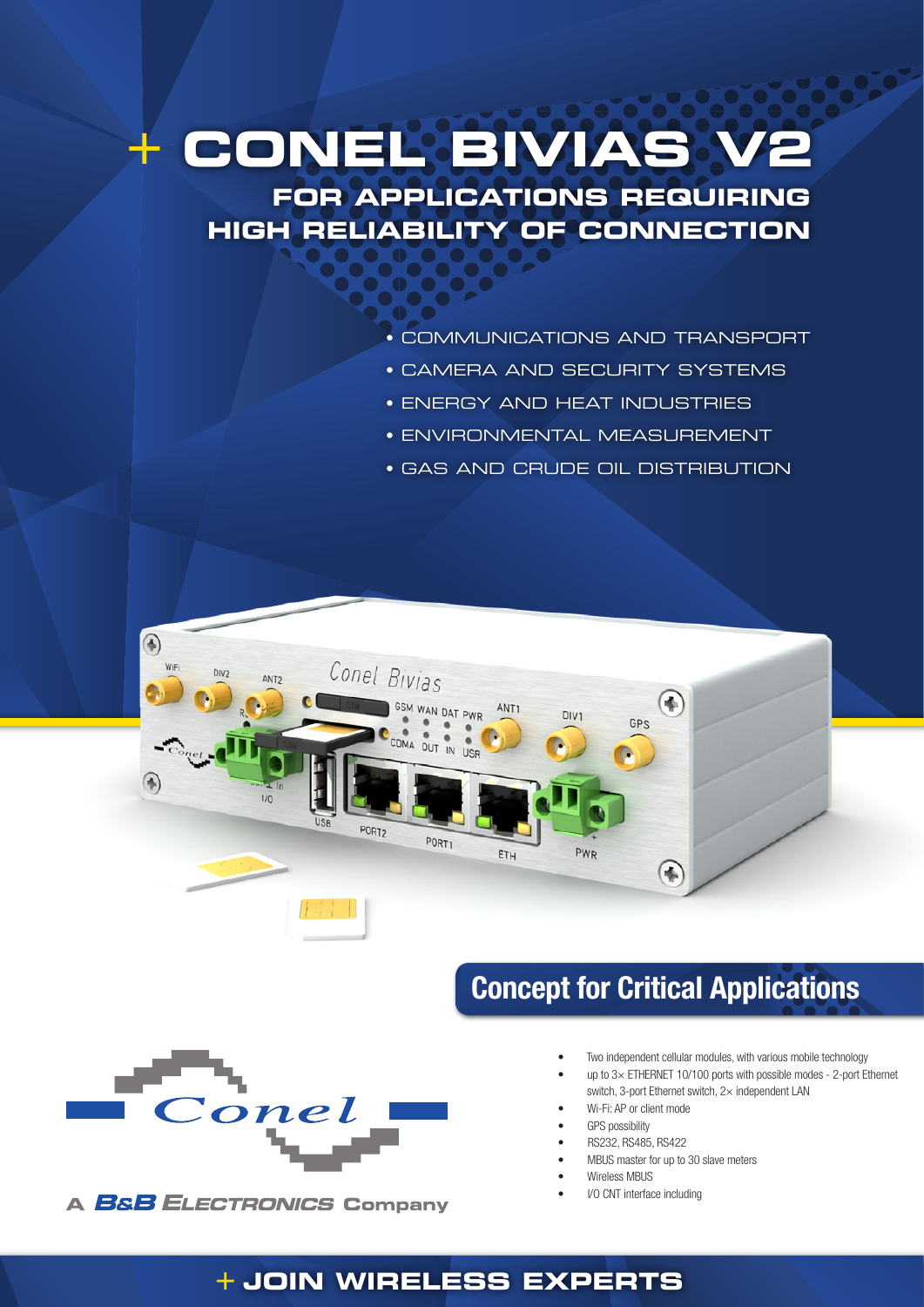# + CONEL BIVIAS V2

## FOR APPLICATIONS REQUIRING HIGH RELIABILITY OF CONNECTION

- COMMUNICATIONS AND TRANSPORT
- CAMERA AND SECURITY SYSTEMS
- ENERGY AND HEAT INDUSTRIES
- ENVIRONMENTAL MEASUREMENT
- GAS AND CRUDE OIL DISTRIBUTION

## Concept for Critical Applications

- Two independent cellular modules, with various mobile technology
- up to 3× ETHERNET 10/100 ports with possible modes - 2-port Ethernet switch, 3-port Ethernet switch, 2× independent LAN
- Wi-Fi: AP or client mode
- GPS possibility
- RS232, RS485, RS422
- MBUS master for up to 30 slave meters
- Wireless MBUS
- I/O CNT interface including

Conel

A B&B ELECTRONICS Company

**+ JOIN WIRELESS EXPERTS**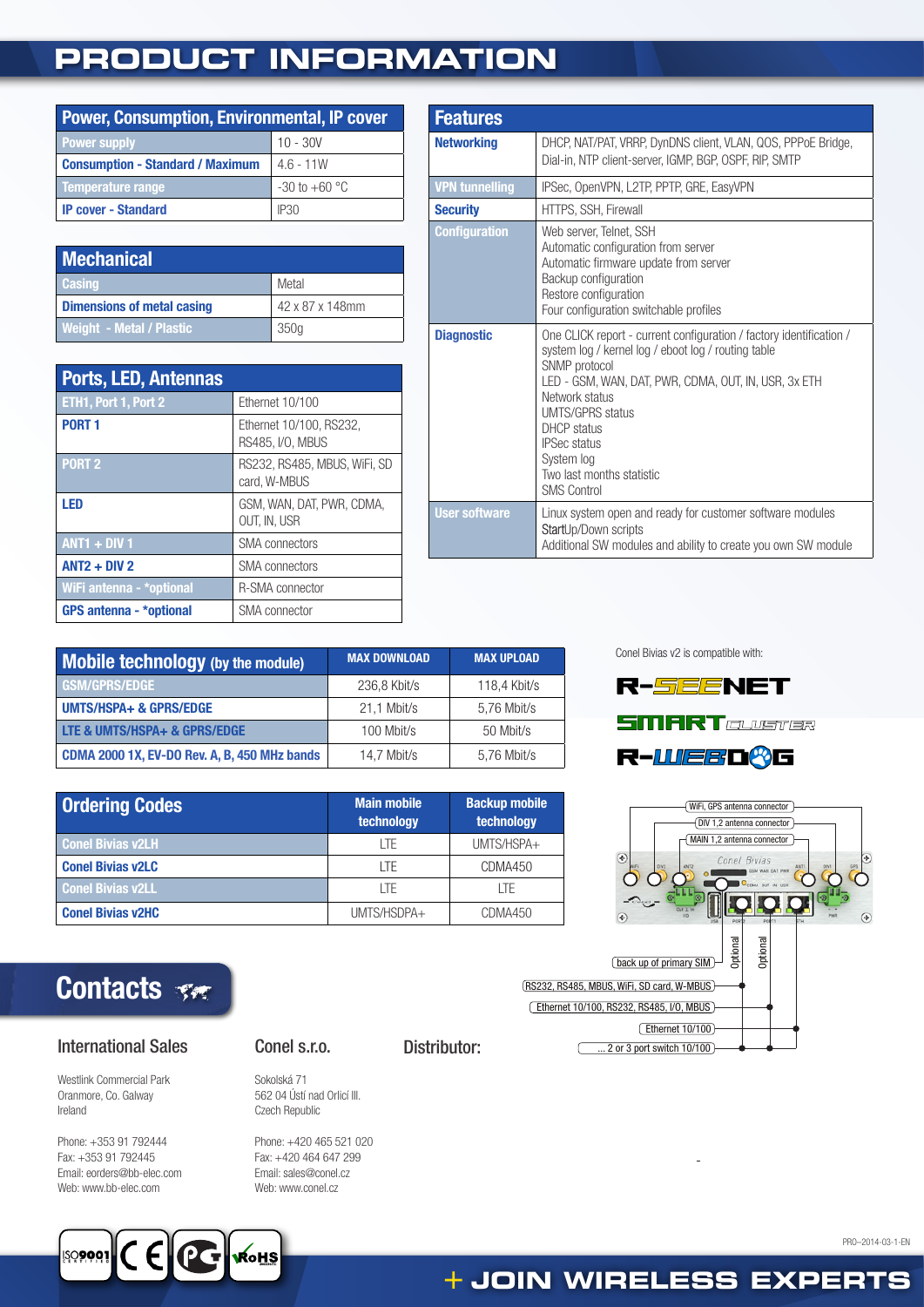# PRODUCT INFORMATION

| Power, Consumption, Environmental, IP cover | |
|---|---|
| Power supply | 10 - 30V |
| Consumption - Standard / Maximum | 4.6 - 11W |
| Temperature range | -30 to +60 °C |
| IP cover - Standard | IP30 |

| Mechanical | |
|---|---|
| Casing | Metal |
| Dimensions of metal casing | 42 x 87 x 148mm |
| Weight - Metal / Plastic | 350g |

| Ports, LED, Antennas | |
|---|---|
| ETH1, Port 1, Port 2 | Ethernet 10/100 |
| PORT 1 | Ethernet 10/100, RS232, RS485, I/O, MBUS |
| PORT 2 | RS232, RS485, MBUS, WiFi, SD card, W-MBUS |
| LED | GSM, WAN, DAT, PWR, CDMA, OUT, IN, USR |
| ANT1 + DIV 1 | SMA connectors |
| ANT2 + DIV 2 | SMA connectors |
| WiFi antenna - *optional | R-SMA connector |
| GPS antenna - *optional | SMA connector |

| Features | |
|---|---|
| Networking | DHCP, NAT/PAT, VRRP, DynDNS client, VLAN, QOS, PPPoE Bridge, Dial-in, NTP client-server, IGMP, BGP, OSPF, RIP, SMTP |
| VPN tunnelling | IPSec, OpenVPN, L2TP, PPTP, GRE, EasyVPN |
| Security | HTTPS, SSH, Firewall |
| Configuration | Web server, Telnet, SSH<br>Automatic configuration from server<br>Automatic firmware update from server<br>Backup configuration<br>Restore configuration<br>Four configuration switchable profiles |
| Diagnostic | One CLICK report - current configuration / factory identification / system log / kernel log / eboot log / routing table<br>SNMP protocol<br>LED - GSM, WAN, DAT, PWR, CDMA, OUT, IN, USR, 3x ETH<br>Network status<br>UMTS/GPRS status<br>DHCP status<br>IPSec status<br>System log<br>Two last months statistic<br>SMS Control |
| User software | Linux system open and ready for customer software modules<br>StartUp/Down scripts<br>Additional SW modules and ability to create you own SW module |

| Mobile technology (by the module) | MAX DOWNLOAD | MAX UPLOAD |
|---|---|---|
| GSM/GPRS/EDGE | 236,8 Kbit/s | 118,4 Kbit/s |
| UMTS/HSPA+ & GPRS/EDGE | 21,1 Mbit/s | 5,76 Mbit/s |
| LTE & UMTS/HSPA+ & GPRS/EDGE | 100 Mbit/s | 50 Mbit/s |
| CDMA 2000 1X, EV-DO Rev. A, B, 450 MHz bands | 14,7 Mbit/s | 5,76 Mbit/s |

Conel Bivias v2 is compatible with:

R-SEENET

SMART CLUSTER

R-WEBDOG

| Ordering Codes | Main mobile technology | Backup mobile technology |
|---|---|---|
| Conel Bivias v2LH | LTE | UMTS/HSPA+ |
| Conel Bivias v2LC | LTE | CDMA450 |
| Conel Bivias v2LL | LTE | LTE |
| Conel Bivias v2HC | UMTS/HSDPA+ | CDMA450 |

WiFi, GPS antenna connector

DIV 1,2 antenna connector

MAIN 1,2 antenna connector

back up of primary SIM

Optional

Optional

RS232, RS485, MBUS, WiFi, SD card, W-MBUS

Ethernet 10/100, RS232, RS485, I/O, MBUS

Ethernet 10/100

... 2 or 3 port switch 10/100

## Contacts

### International Sales

Westlink Commercial Park
Oranmore, Co. Galway
Ireland

Phone: +353 91 792444
Fax: +353 91 792445
Email: eorders@bb-elec.com
Web: www.bb-elec.com

### Conel s.r.o.

Sokolská 71
562 04 Ústí nad Orlicí III.
Czech Republic

Phone: +420 465 521 020
Fax: +420 464 647 299
Email: sales@conel.cz
Web: www.conel.cz

### Distributor:

PRO–2014-03-1-EN

+ JOIN WIRELESS EXPERTS